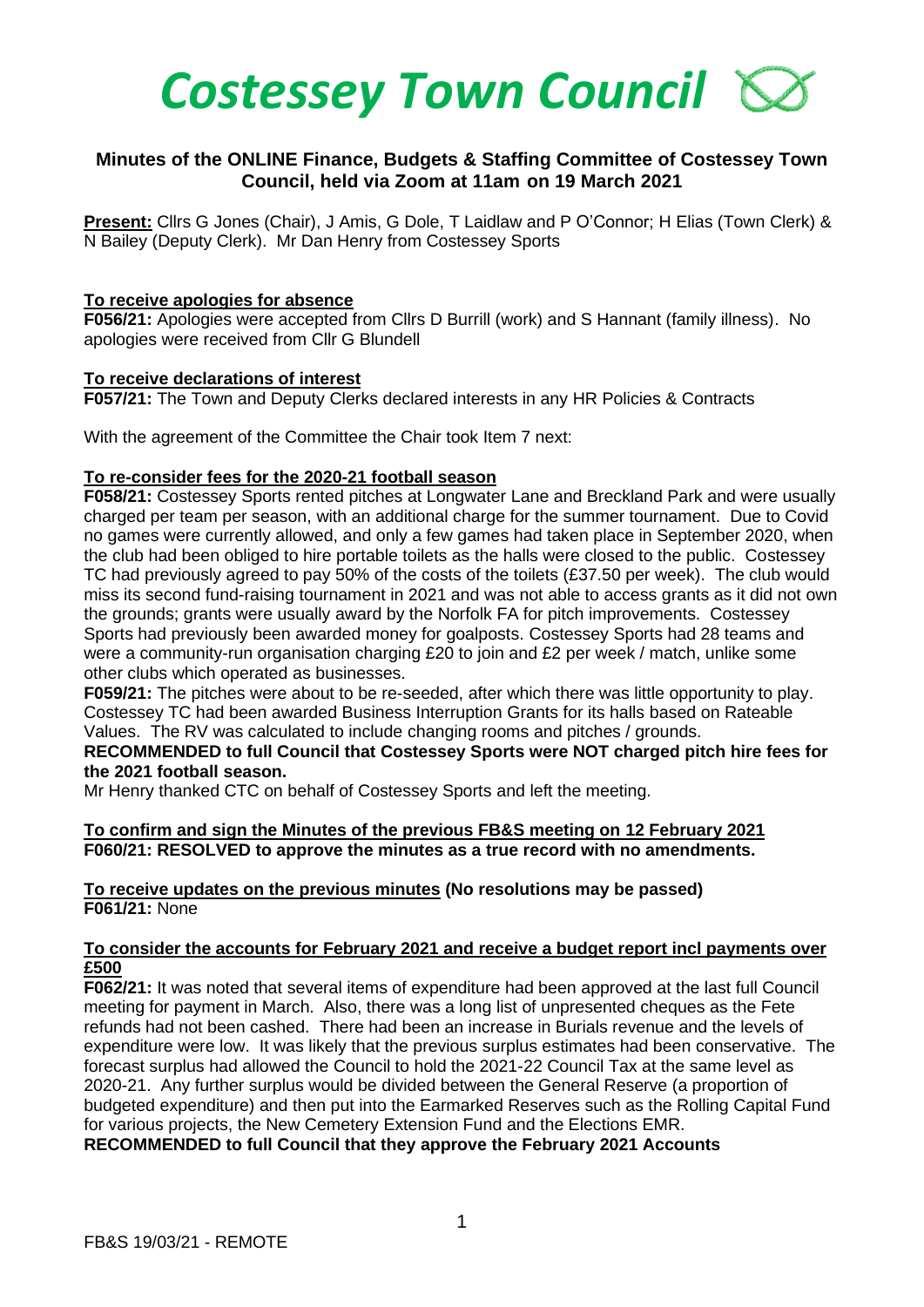# *Costessey Town Council*

## Minutes of the ONLINE Finance, Budgets & Staffing Committee of Costessey Town Council, held via Zoom at 11am on 19 March 2021

**Present:** Cllrs G Jones (Chair), J Amis, G Dole, T Laidlaw and P O'Connor; H Elias (Town Clerk) & N Bailey (Deputy Clerk). Mr Dan Henry from Costessey Sports

**To receive apologies for absence**

**F056/21:** Apologies were accepted from Cllrs D Burrill (work) and S Hannant (family illness). No apologies were received from Cllr G Blundell

**To receive declarations of interest**

**F057/21:** The Town and Deputy Clerks declared interests in any HR Policies & Contracts

With the agreement of the Committee the Chair took Item 7 next:

**To re-consider fees for the 2020-21 football season**

**F058/21:** Costessey Sports rented pitches at Longwater Lane and Breckland Park and were usually charged per team per season, with an additional charge for the summer tournament. Due to Covid no games were currently allowed, and only a few games had taken place in September 2020, when the club had been obliged to hire portable toilets as the halls were closed to the public. Costessey TC had previously agreed to pay 50% of the costs of the toilets (£37.50 per week). The club would miss its second fund-raising tournament in 2021 and was not able to access grants as it did not own the grounds; grants were usually award by the Norfolk FA for pitch improvements. Costessey Sports had previously been awarded money for goalposts. Costessey Sports had 28 teams and were a community-run organisation charging £20 to join and £2 per week / match, unlike some other clubs which operated as businesses.

**F059/21:** The pitches were about to be re-seeded, after which there was little opportunity to play. Costessey TC had been awarded Business Interruption Grants for its halls based on Rateable Values. The RV was calculated to include changing rooms and pitches / grounds.

**RECOMMENDED to full Council that Costessey Sports were NOT charged pitch hire fees for the 2021 football season.**

Mr Henry thanked CTC on behalf of Costessey Sports and left the meeting.

**To confirm and sign the Minutes of the previous FB&S meeting on 12 February 2021**

**F060/21: RESOLVED to approve the minutes as a true record with no amendments.**

**To receive updates on the previous minutes (No resolutions may be passed)**

**F061/21:** None

**To consider the accounts for February 2021 and receive a budget report incl payments over £500**

**F062/21:** It was noted that several items of expenditure had been approved at the last full Council meeting for payment in March. Also, there was a long list of unpresented cheques as the Fete refunds had not been cashed. There had been an increase in Burials revenue and the levels of expenditure were low. It was likely that the previous surplus estimates had been conservative. The forecast surplus had allowed the Council to hold the 2021-22 Council Tax at the same level as 2020-21. Any further surplus would be divided between the General Reserve (a proportion of budgeted expenditure) and then put into the Earmarked Reserves such as the Rolling Capital Fund for various projects, the New Cemetery Extension Fund and the Elections EMR.

**RECOMMENDED to full Council that they approve the February 2021 Accounts**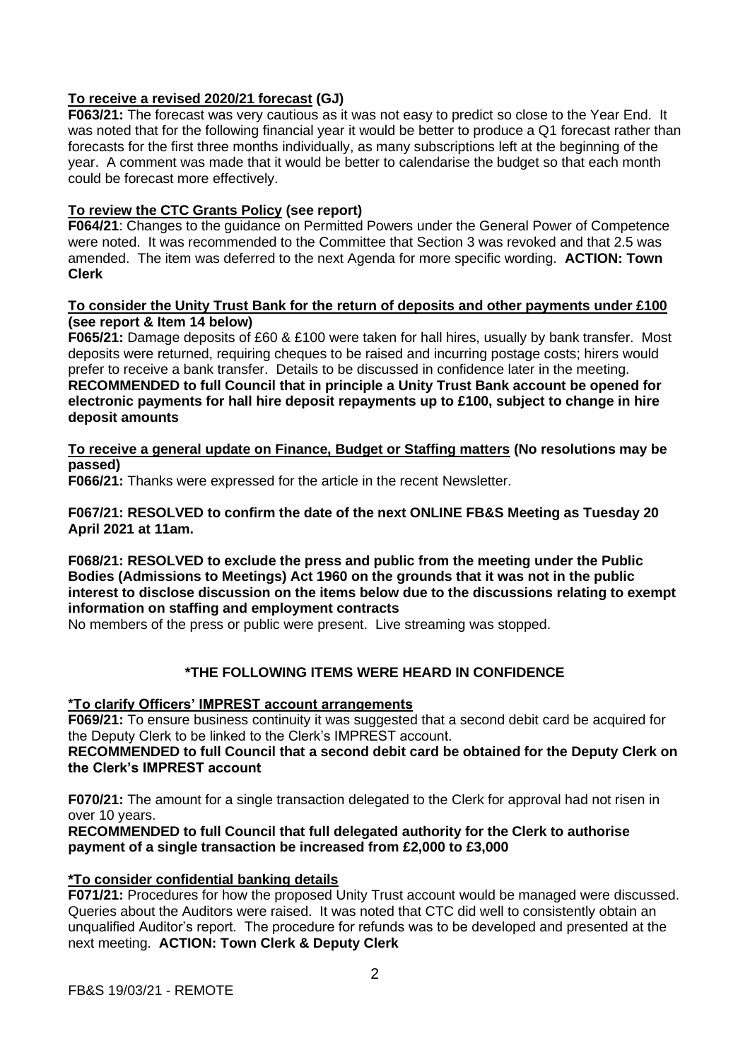**To receive a revised 2020/21 forecast (GJ)**

**F063/21:** The forecast was very cautious as it was not easy to predict so close to the Year End. It was noted that for the following financial year it would be better to produce a Q1 forecast rather than forecasts for the first three months individually, as many subscriptions left at the beginning of the year. A comment was made that it would be better to calendarise the budget so that each month could be forecast more effectively.

**To review the CTC Grants Policy (see report)**

**F064/21**: Changes to the guidance on Permitted Powers under the General Power of Competence were noted. It was recommended to the Committee that Section 3 was revoked and that 2.5 was amended. The item was deferred to the next Agenda for more specific wording. **ACTION: Town Clerk**

**To consider the Unity Trust Bank for the return of deposits and other payments under £100 (see report & Item 14 below)**

**F065/21:** Damage deposits of £60 & £100 were taken for hall hires, usually by bank transfer. Most deposits were returned, requiring cheques to be raised and incurring postage costs; hirers would prefer to receive a bank transfer. Details to be discussed in confidence later in the meeting.
**RECOMMENDED to full Council that in principle a Unity Trust Bank account be opened for electronic payments for hall hire deposit repayments up to £100, subject to change in hire deposit amounts**

**To receive a general update on Finance, Budget or Staffing matters (No resolutions may be passed)**

**F066/21:** Thanks were expressed for the article in the recent Newsletter.

**F067/21: RESOLVED to confirm the date of the next ONLINE FB&S Meeting as Tuesday 20 April 2021 at 11am.**

**F068/21: RESOLVED to exclude the press and public from the meeting under the Public Bodies (Admissions to Meetings) Act 1960 on the grounds that it was not in the public interest to disclose discussion on the items below due to the discussions relating to exempt information on staffing and employment contracts**

No members of the press or public were present. Live streaming was stopped.

**\*THE FOLLOWING ITEMS WERE HEARD IN CONFIDENCE**

**\*To clarify Officers' IMPREST account arrangements**

**F069/21:** To ensure business continuity it was suggested that a second debit card be acquired for the Deputy Clerk to be linked to the Clerk's IMPREST account.
**RECOMMENDED to full Council that a second debit card be obtained for the Deputy Clerk on the Clerk's IMPREST account**

**F070/21:** The amount for a single transaction delegated to the Clerk for approval had not risen in over 10 years.
**RECOMMENDED to full Council that full delegated authority for the Clerk to authorise payment of a single transaction be increased from £2,000 to £3,000**

**\*To consider confidential banking details**

**F071/21:** Procedures for how the proposed Unity Trust account would be managed were discussed. Queries about the Auditors were raised. It was noted that CTC did well to consistently obtain an unqualified Auditor's report. The procedure for refunds was to be developed and presented at the next meeting. **ACTION: Town Clerk & Deputy Clerk**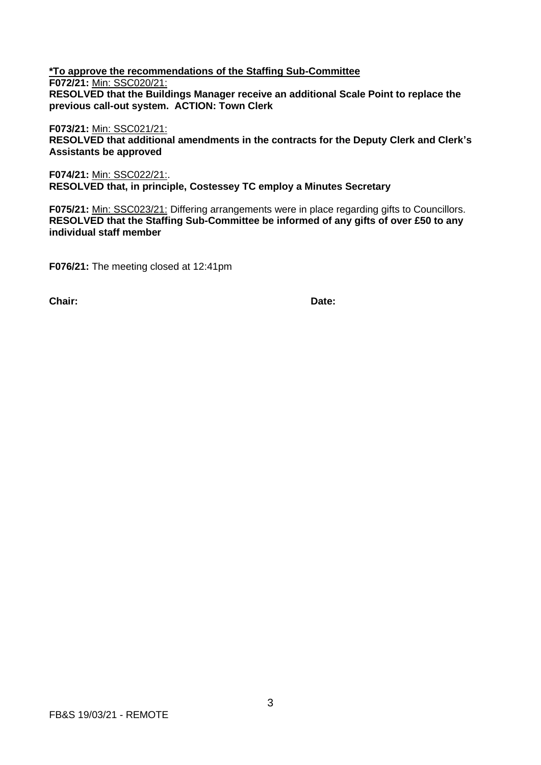**\*To approve the recommendations of the Staffing Sub-Committee**

**F072/21:** Min: SSC020/21:
**RESOLVED that the Buildings Manager receive an additional Scale Point to replace the previous call-out system. ACTION: Town Clerk**

**F073/21:** Min: SSC021/21:
**RESOLVED that additional amendments in the contracts for the Deputy Clerk and Clerk's Assistants be approved**

**F074/21:** Min: SSC022/21:.
**RESOLVED that, in principle, Costessey TC employ a Minutes Secretary**

**F075/21:** Min: SSC023/21: Differing arrangements were in place regarding gifts to Councillors.
**RESOLVED that the Staffing Sub-Committee be informed of any gifts of over £50 to any individual staff member**

**F076/21:** The meeting closed at 12:41pm

**Chair:** **Date:**